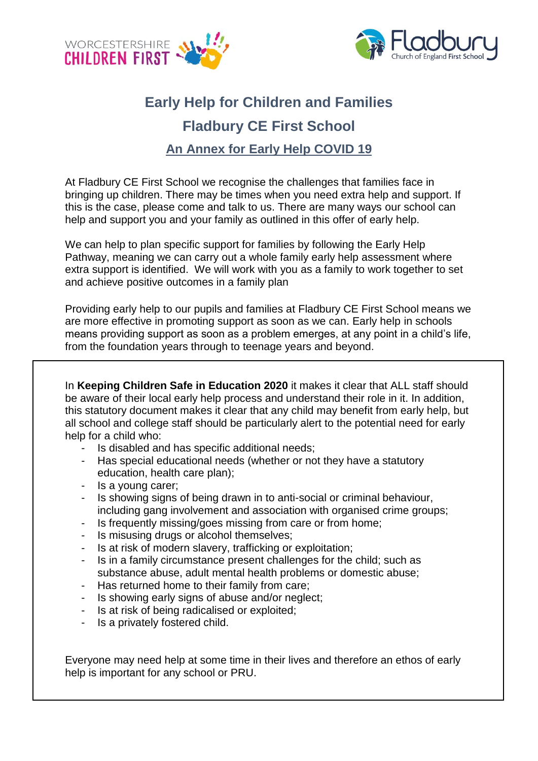# Early Help for Children and Families

## Fladbury CE First School

### An Annex for Early Help COVID 19

At Fladbury CE First School we recognise the challenges that families face in bringing up children. There may be times when you need extra help and support. If this is the case, please come and talk to us. There are many ways our school can help and support you and your family as outlined in this offer of early help.

We can help to plan specific support for families by following the Early Help Pathway, meaning we can carry out a whole family early help assessment where extra support is identified. We will work with you as a family to work together to set and achieve positive outcomes in a family plan

Providing early help to our pupils and families at Fladbury CE First School means we are more effective in promoting support as soon as we can. Early help in schools means providing support as soon as a problem emerges, at any point in a child's life, from the foundation years through to teenage years and beyond.

In **Keeping Children Safe in Education 2020** it makes it clear that ALL staff should be aware of their local early help process and understand their role in it. In addition, this statutory document makes it clear that any child may benefit from early help, but all school and college staff should be particularly alert to the potential need for early help for a child who:

- Is disabled and has specific additional needs;
- Has special educational needs (whether or not they have a statutory education, health care plan);
- Is a young carer;
- Is showing signs of being drawn in to anti-social or criminal behaviour, including gang involvement and association with organised crime groups;
- Is frequently missing/goes missing from care or from home;
- Is misusing drugs or alcohol themselves;
- Is at risk of modern slavery, trafficking or exploitation;
- Is in a family circumstance present challenges for the child; such as substance abuse, adult mental health problems or domestic abuse;
- Has returned home to their family from care;
- Is showing early signs of abuse and/or neglect;
- Is at risk of being radicalised or exploited;
- Is a privately fostered child.

Everyone may need help at some time in their lives and therefore an ethos of early help is important for any school or PRU.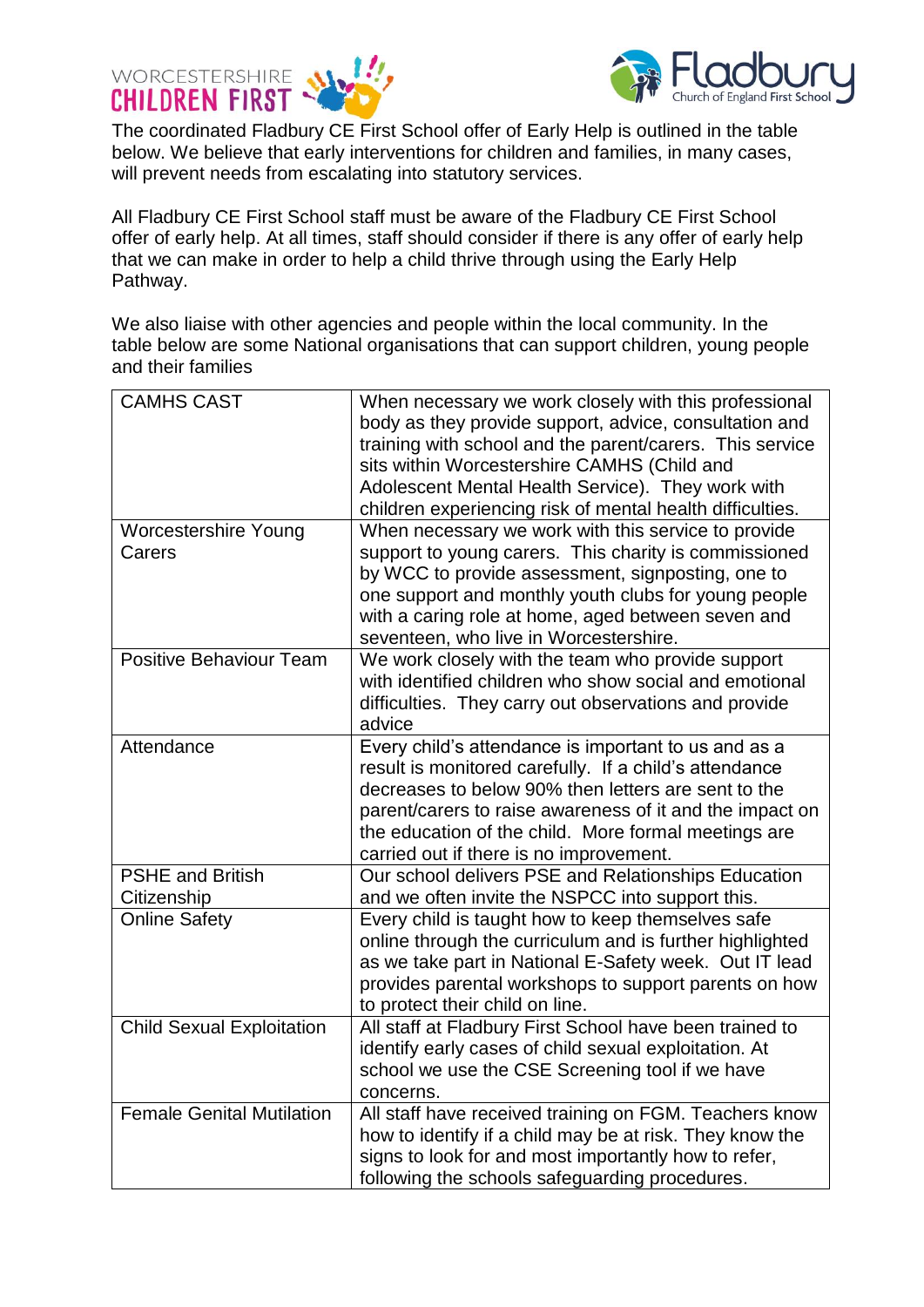The coordinated Fladbury CE First School offer of Early Help is outlined in the table below. We believe that early interventions for children and families, in many cases, will prevent needs from escalating into statutory services.

All Fladbury CE First School staff must be aware of the Fladbury CE First School offer of early help. At all times, staff should consider if there is any offer of early help that we can make in order to help a child thrive through using the Early Help Pathway.

We also liaise with other agencies and people within the local community. In the table below are some National organisations that can support children, young people and their families

| | |
|---|---|
| CAMHS CAST | When necessary we work closely with this professional body as they provide support, advice, consultation and training with school and the parent/carers. This service sits within Worcestershire CAMHS (Child and Adolescent Mental Health Service). They work with children experiencing risk of mental health difficulties. |
| Worcestershire Young Carers | When necessary we work with this service to provide support to young carers. This charity is commissioned by WCC to provide assessment, signposting, one to one support and monthly youth clubs for young people with a caring role at home, aged between seven and seventeen, who live in Worcestershire. |
| Positive Behaviour Team | We work closely with the team who provide support with identified children who show social and emotional difficulties. They carry out observations and provide advice |
| Attendance | Every child's attendance is important to us and as a result is monitored carefully. If a child's attendance decreases to below 90% then letters are sent to the parent/carers to raise awareness of it and the impact on the education of the child. More formal meetings are carried out if there is no improvement. |
| PSHE and British Citizenship | Our school delivers PSE and Relationships Education and we often invite the NSPCC into support this. |
| Online Safety | Every child is taught how to keep themselves safe online through the curriculum and is further highlighted as we take part in National E-Safety week. Out IT lead provides parental workshops to support parents on how to protect their child on line. |
| Child Sexual Exploitation | All staff at Fladbury First School have been trained to identify early cases of child sexual exploitation. At school we use the CSE Screening tool if we have concerns. |
| Female Genital Mutilation | All staff have received training on FGM. Teachers know how to identify if a child may be at risk. They know the signs to look for and most importantly how to refer, following the schools safeguarding procedures. |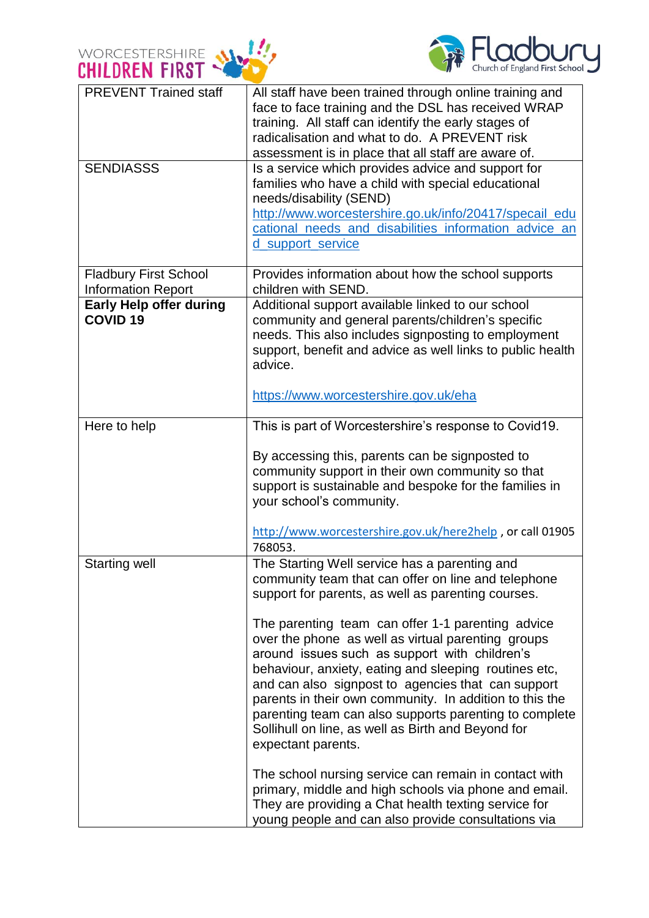| PREVENT Trained staff | All staff have been trained through online training and face to face training and the DSL has received WRAP training. All staff can identify the early stages of radicalisation and what to do. A PREVENT risk assessment is in place that all staff are aware of. |
|---|---|
| SENDIASSS | Is a service which provides advice and support for families who have a child with special educational needs/disability (SEND) [http://www.worcestershire.go.uk/info/20417/specail_educational_needs_and_disabilities_information_advice_and_support_service](http://www.worcestershire.go.uk/info/20417/specail_educational_needs_and_disabilities_information_advice_and_support_service) |
| Fladbury First School Information Report | Provides information about how the school supports children with SEND. |
| **Early Help offer during COVID 19** | Additional support available linked to our school community and general parents/children's specific needs. This also includes signposting to employment support, benefit and advice as well links to public health advice.<br><br>[https://www.worcestershire.gov.uk/eha](https://www.worcestershire.gov.uk/eha) |
| Here to help | This is part of Worcestershire's response to Covid19.<br><br>By accessing this, parents can be signposted to community support in their own community so that support is sustainable and bespoke for the families in your school's community.<br><br>[http://www.worcestershire.gov.uk/here2help](http://www.worcestershire.gov.uk/here2help) , or call 01905 768053. |
| Starting well | The Starting Well service has a parenting and community team that can offer on line and telephone support for parents, as well as parenting courses.<br><br>The parenting team can offer 1-1 parenting advice over the phone as well as virtual parenting groups around issues such as support with children's behaviour, anxiety, eating and sleeping routines etc, and can also signpost to agencies that can support parents in their own community. In addition to this the parenting team can also supports parenting to complete Sollihull on line, as well as Birth and Beyond for expectant parents.<br><br>The school nursing service can remain in contact with primary, middle and high schools via phone and email. They are providing a Chat health texting service for young people and can also provide consultations via |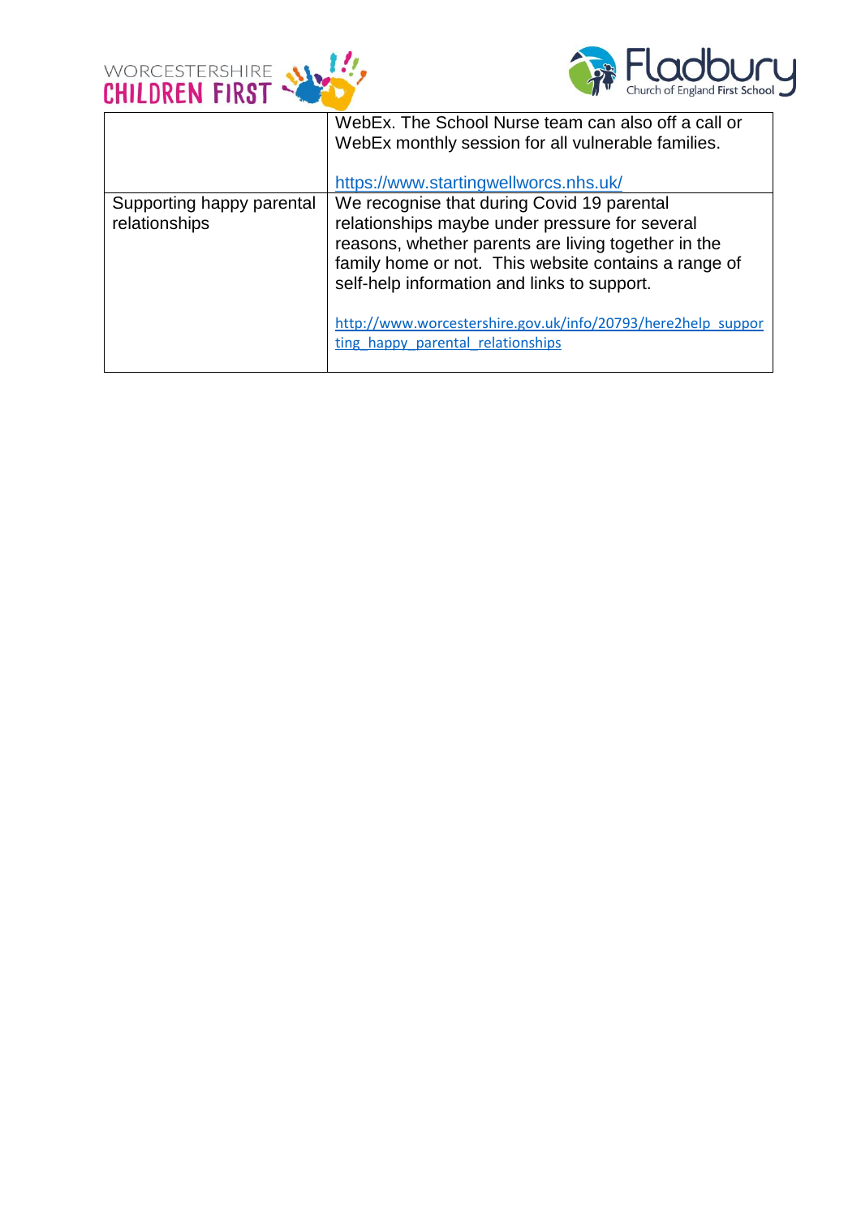| | |
|---|---|
| | WebEx. The School Nurse team can also off a call or WebEx monthly session for all vulnerable families.<br><br>https://www.startingwellworcs.nhs.uk/ |
| Supporting happy parental relationships | We recognise that during Covid 19 parental relationships maybe under pressure for several reasons, whether parents are living together in the family home or not. This website contains a range of self-help information and links to support.<br><br>http://www.worcestershire.gov.uk/info/20793/here2help_supporting_happy_parental_relationships |